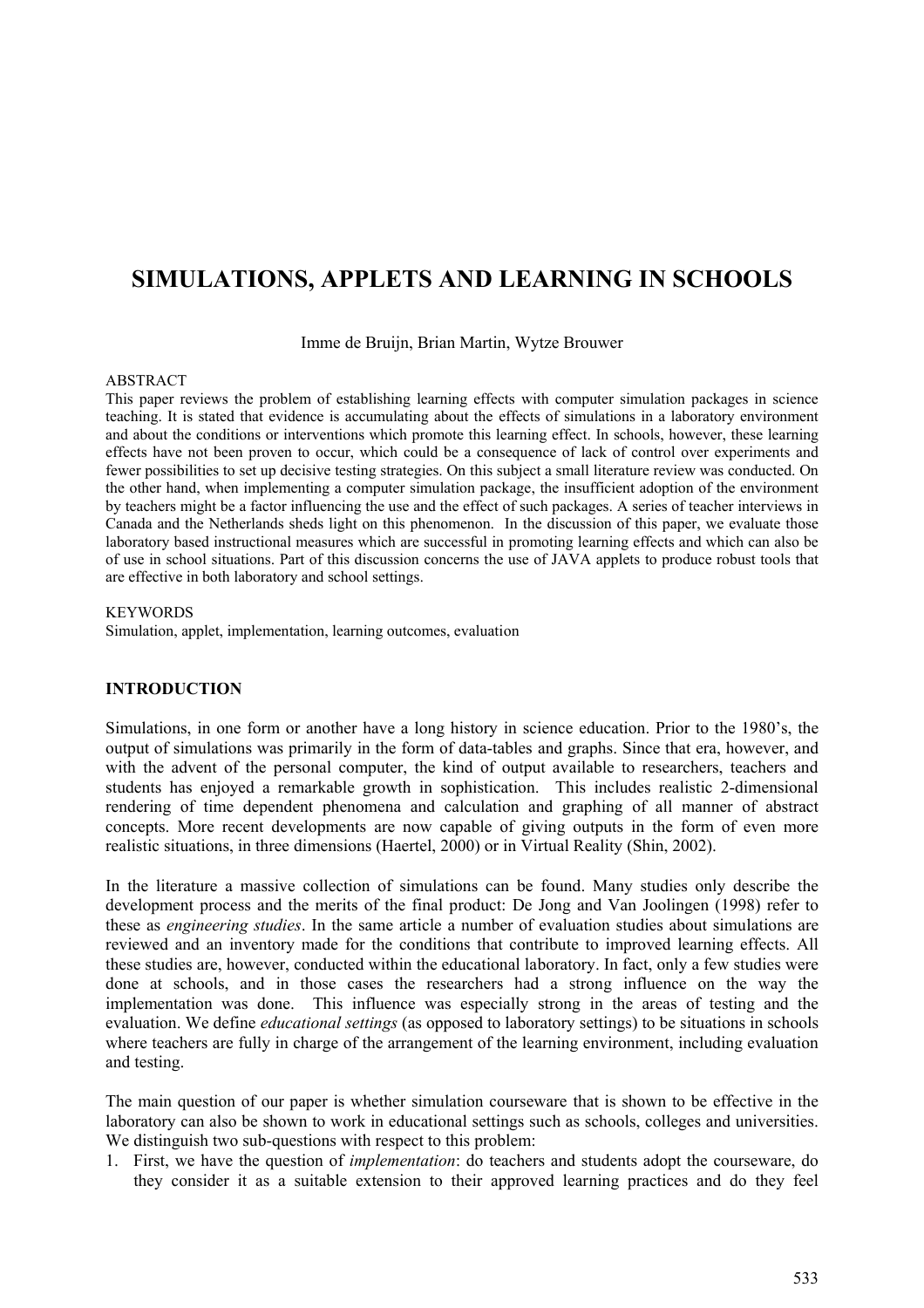# SIMULATIONS, APPLETS AND LEARNING IN SCHOOLS

Imme de Bruijn, Brian Martin, Wytze Brouwer

ABSTRACT

This paper reviews the problem of establishing learning effects with computer simulation packages in science teaching. It is stated that evidence is accumulating about the effects of simulations in a laboratory environment and about the conditions or interventions which promote this learning effect. In schools, however, these learning effects have not been proven to occur, which could be a consequence of lack of control over experiments and fewer possibilities to set up decisive testing strategies. On this subject a small literature review was conducted. On the other hand, when implementing a computer simulation package, the insufficient adoption of the environment by teachers might be a factor influencing the use and the effect of such packages. A series of teacher interviews in Canada and the Netherlands sheds light on this phenomenon. In the discussion of this paper, we evaluate those laboratory based instructional measures which are successful in promoting learning effects and which can also be of use in school situations. Part of this discussion concerns the use of JAVA applets to produce robust tools that are effective in both laboratory and school settings.

KEYWORDS

Simulation, applet, implementation, learning outcomes, evaluation

## INTRODUCTION

Simulations, in one form or another have a long history in science education. Prior to the 1980's, the output of simulations was primarily in the form of data-tables and graphs. Since that era, however, and with the advent of the personal computer, the kind of output available to researchers, teachers and students has enjoyed a remarkable growth in sophistication. This includes realistic 2-dimensional rendering of time dependent phenomena and calculation and graphing of all manner of abstract concepts. More recent developments are now capable of giving outputs in the form of even more realistic situations, in three dimensions (Haertel, 2000) or in Virtual Reality (Shin, 2002).

In the literature a massive collection of simulations can be found. Many studies only describe the development process and the merits of the final product: De Jong and Van Joolingen (1998) refer to these as *engineering studies*. In the same article a number of evaluation studies about simulations are reviewed and an inventory made for the conditions that contribute to improved learning effects. All these studies are, however, conducted within the educational laboratory. In fact, only a few studies were done at schools, and in those cases the researchers had a strong influence on the way the implementation was done. This influence was especially strong in the areas of testing and the evaluation. We define *educational settings* (as opposed to laboratory settings) to be situations in schools where teachers are fully in charge of the arrangement of the learning environment, including evaluation and testing.

The main question of our paper is whether simulation courseware that is shown to be effective in the laboratory can also be shown to work in educational settings such as schools, colleges and universities. We distinguish two sub-questions with respect to this problem:

1. First, we have the question of *implementation*: do teachers and students adopt the courseware, do they consider it as a suitable extension to their approved learning practices and do they feel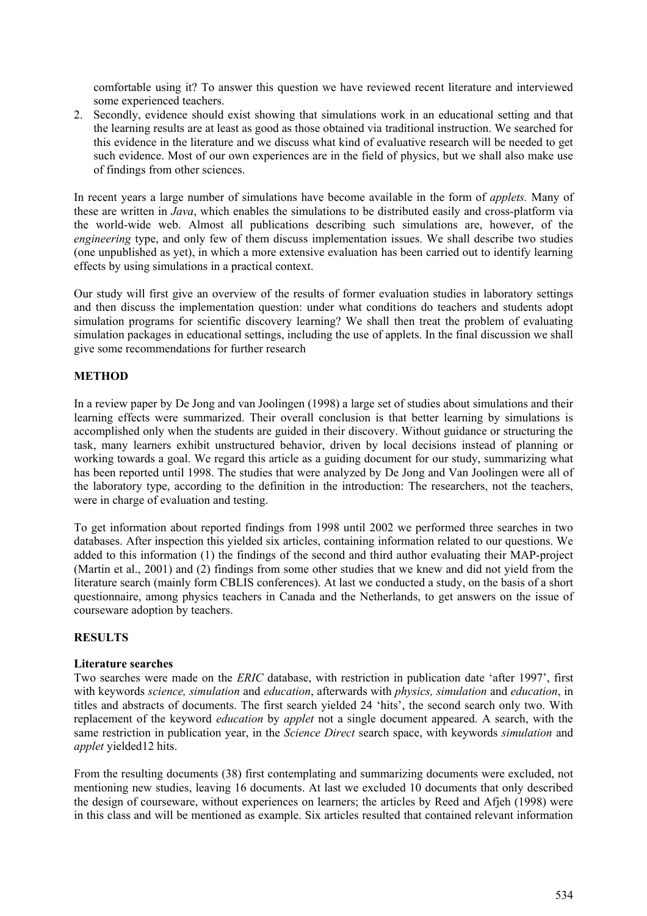comfortable using it? To answer this question we have reviewed recent literature and interviewed some experienced teachers.

2. Secondly, evidence should exist showing that simulations work in an educational setting and that the learning results are at least as good as those obtained via traditional instruction. We searched for this evidence in the literature and we discuss what kind of evaluative research will be needed to get such evidence. Most of our own experiences are in the field of physics, but we shall also make use of findings from other sciences.

In recent years a large number of simulations have become available in the form of *applets.* Many of these are written in *Java*, which enables the simulations to be distributed easily and cross-platform via the world-wide web. Almost all publications describing such simulations are, however, of the *engineering* type, and only few of them discuss implementation issues. We shall describe two studies (one unpublished as yet), in which a more extensive evaluation has been carried out to identify learning effects by using simulations in a practical context.

Our study will first give an overview of the results of former evaluation studies in laboratory settings and then discuss the implementation question: under what conditions do teachers and students adopt simulation programs for scientific discovery learning? We shall then treat the problem of evaluating simulation packages in educational settings, including the use of applets. In the final discussion we shall give some recommendations for further research

## METHOD

In a review paper by De Jong and van Joolingen (1998) a large set of studies about simulations and their learning effects were summarized. Their overall conclusion is that better learning by simulations is accomplished only when the students are guided in their discovery. Without guidance or structuring the task, many learners exhibit unstructured behavior, driven by local decisions instead of planning or working towards a goal. We regard this article as a guiding document for our study, summarizing what has been reported until 1998. The studies that were analyzed by De Jong and Van Joolingen were all of the laboratory type, according to the definition in the introduction: The researchers, not the teachers, were in charge of evaluation and testing.

To get information about reported findings from 1998 until 2002 we performed three searches in two databases. After inspection this yielded six articles, containing information related to our questions. We added to this information (1) the findings of the second and third author evaluating their MAP-project (Martin et al., 2001) and (2) findings from some other studies that we knew and did not yield from the literature search (mainly form CBLIS conferences). At last we conducted a study, on the basis of a short questionnaire, among physics teachers in Canada and the Netherlands, to get answers on the issue of courseware adoption by teachers.

## RESULTS

### Literature searches

Two searches were made on the *ERIC* database, with restriction in publication date 'after 1997', first with keywords *science, simulation* and *education*, afterwards with *physics, simulation* and *education*, in titles and abstracts of documents. The first search yielded 24 'hits', the second search only two. With replacement of the keyword *education* by *applet* not a single document appeared. A search, with the same restriction in publication year, in the *Science Direct* search space, with keywords *simulation* and *applet* yielded12 hits.

From the resulting documents (38) first contemplating and summarizing documents were excluded, not mentioning new studies, leaving 16 documents. At last we excluded 10 documents that only described the design of courseware, without experiences on learners; the articles by Reed and Afjeh (1998) were in this class and will be mentioned as example. Six articles resulted that contained relevant information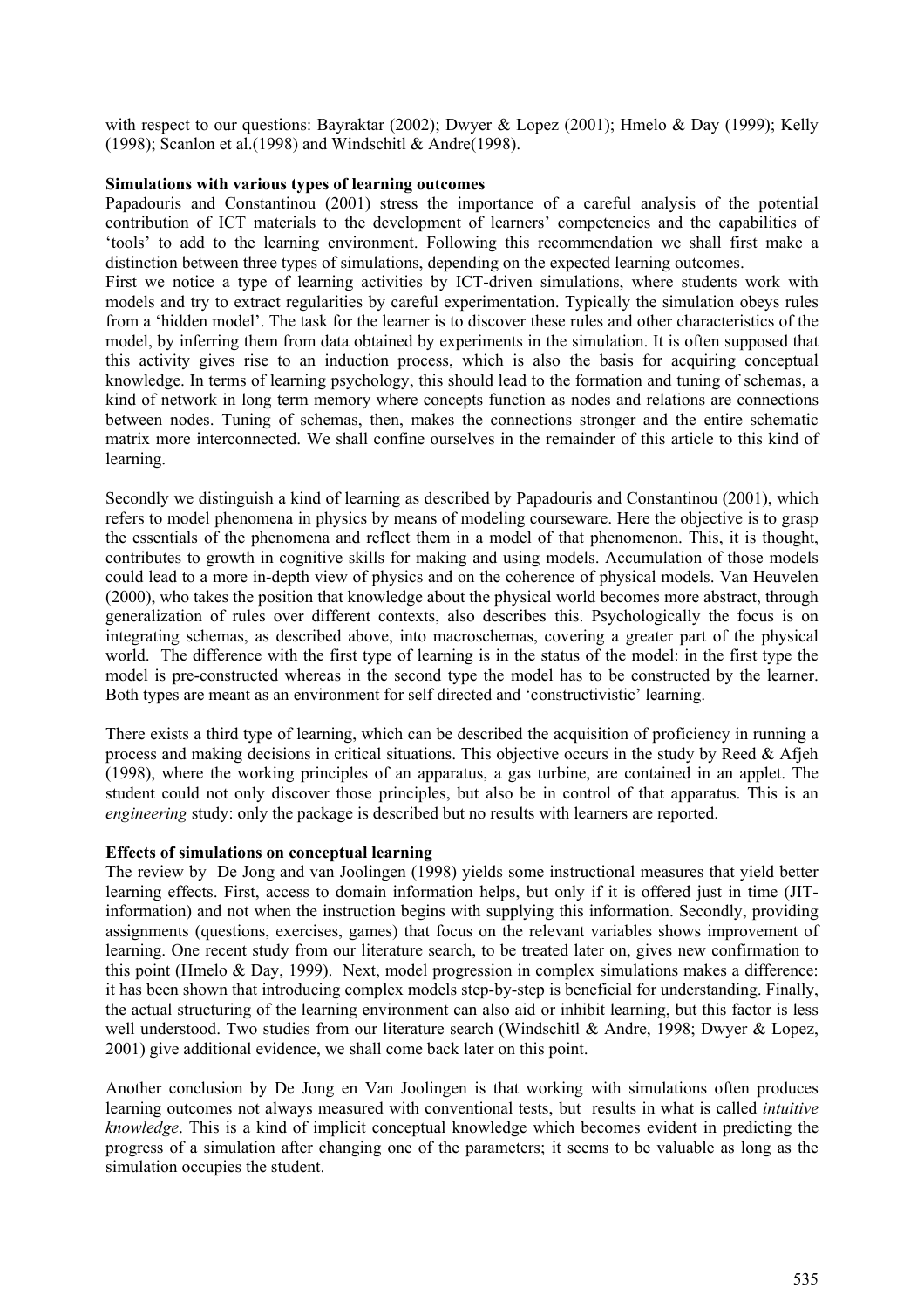with respect to our questions: Bayraktar (2002); Dwyer & Lopez (2001); Hmelo & Day (1999); Kelly (1998); Scanlon et al.(1998) and Windschitl & Andre(1998).

**Simulations with various types of learning outcomes**

Papadouris and Constantinou (2001) stress the importance of a careful analysis of the potential contribution of ICT materials to the development of learners' competencies and the capabilities of 'tools' to add to the learning environment. Following this recommendation we shall first make a distinction between three types of simulations, depending on the expected learning outcomes.

First we notice a type of learning activities by ICT-driven simulations, where students work with models and try to extract regularities by careful experimentation. Typically the simulation obeys rules from a 'hidden model'. The task for the learner is to discover these rules and other characteristics of the model, by inferring them from data obtained by experiments in the simulation. It is often supposed that this activity gives rise to an induction process, which is also the basis for acquiring conceptual knowledge. In terms of learning psychology, this should lead to the formation and tuning of schemas, a kind of network in long term memory where concepts function as nodes and relations are connections between nodes. Tuning of schemas, then, makes the connections stronger and the entire schematic matrix more interconnected. We shall confine ourselves in the remainder of this article to this kind of learning.

Secondly we distinguish a kind of learning as described by Papadouris and Constantinou (2001), which refers to model phenomena in physics by means of modeling courseware. Here the objective is to grasp the essentials of the phenomena and reflect them in a model of that phenomenon. This, it is thought, contributes to growth in cognitive skills for making and using models. Accumulation of those models could lead to a more in-depth view of physics and on the coherence of physical models. Van Heuvelen (2000), who takes the position that knowledge about the physical world becomes more abstract, through generalization of rules over different contexts, also describes this. Psychologically the focus is on integrating schemas, as described above, into macroschemas, covering a greater part of the physical world. The difference with the first type of learning is in the status of the model: in the first type the model is pre-constructed whereas in the second type the model has to be constructed by the learner. Both types are meant as an environment for self directed and 'constructivistic' learning.

There exists a third type of learning, which can be described the acquisition of proficiency in running a process and making decisions in critical situations. This objective occurs in the study by Reed & Afjeh (1998), where the working principles of an apparatus, a gas turbine, are contained in an applet. The student could not only discover those principles, but also be in control of that apparatus. This is an *engineering* study: only the package is described but no results with learners are reported.

**Effects of simulations on conceptual learning**

The review by De Jong and van Joolingen (1998) yields some instructional measures that yield better learning effects. First, access to domain information helps, but only if it is offered just in time (JIT-information) and not when the instruction begins with supplying this information. Secondly, providing assignments (questions, exercises, games) that focus on the relevant variables shows improvement of learning. One recent study from our literature search, to be treated later on, gives new confirmation to this point (Hmelo & Day, 1999). Next, model progression in complex simulations makes a difference: it has been shown that introducing complex models step-by-step is beneficial for understanding. Finally, the actual structuring of the learning environment can also aid or inhibit learning, but this factor is less well understood. Two studies from our literature search (Windschitl & Andre, 1998; Dwyer & Lopez, 2001) give additional evidence, we shall come back later on this point.

Another conclusion by De Jong en Van Joolingen is that working with simulations often produces learning outcomes not always measured with conventional tests, but results in what is called *intuitive knowledge*. This is a kind of implicit conceptual knowledge which becomes evident in predicting the progress of a simulation after changing one of the parameters; it seems to be valuable as long as the simulation occupies the student.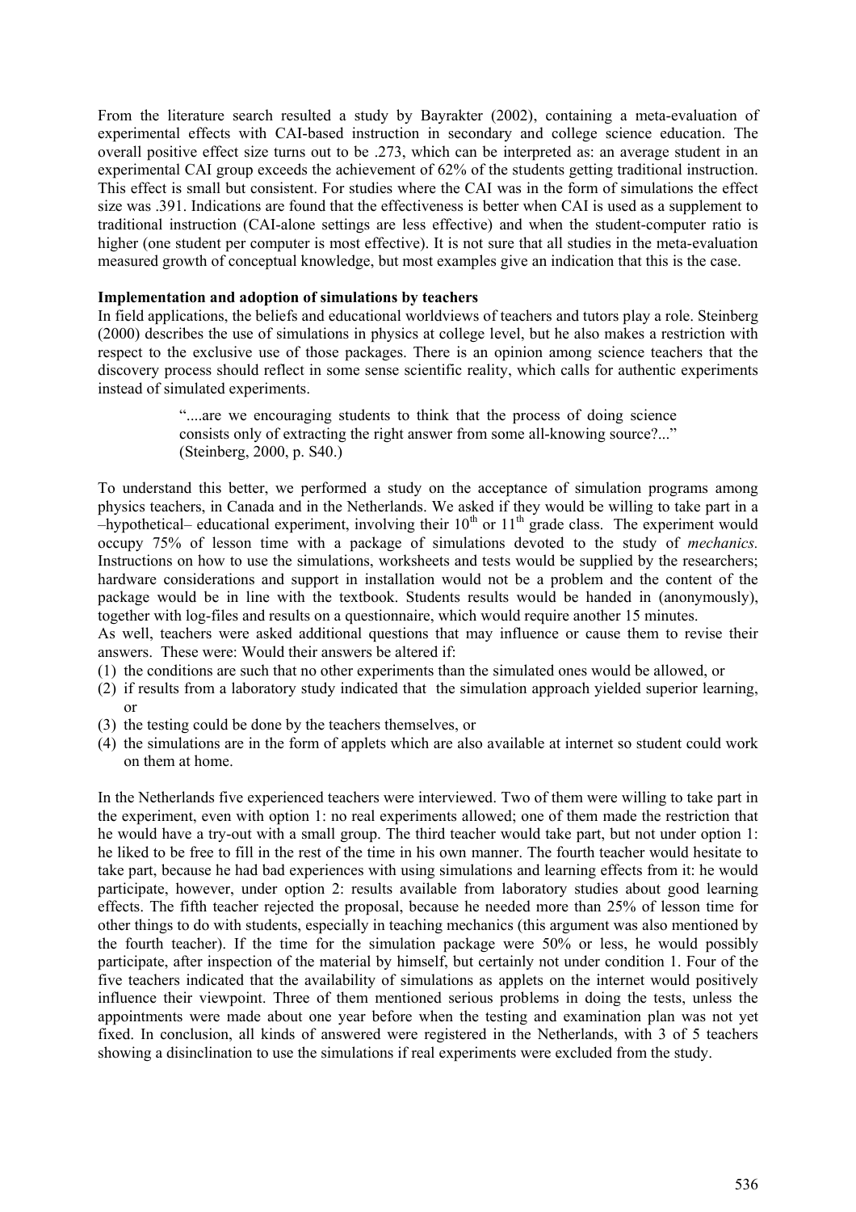From the literature search resulted a study by Bayrakter (2002), containing a meta-evaluation of experimental effects with CAI-based instruction in secondary and college science education. The overall positive effect size turns out to be .273, which can be interpreted as: an average student in an experimental CAI group exceeds the achievement of 62% of the students getting traditional instruction. This effect is small but consistent. For studies where the CAI was in the form of simulations the effect size was .391. Indications are found that the effectiveness is better when CAI is used as a supplement to traditional instruction (CAI-alone settings are less effective) and when the student-computer ratio is higher (one student per computer is most effective). It is not sure that all studies in the meta-evaluation measured growth of conceptual knowledge, but most examples give an indication that this is the case.

**Implementation and adoption of simulations by teachers**

In field applications, the beliefs and educational worldviews of teachers and tutors play a role. Steinberg (2000) describes the use of simulations in physics at college level, but he also makes a restriction with respect to the exclusive use of those packages. There is an opinion among science teachers that the discovery process should reflect in some sense scientific reality, which calls for authentic experiments instead of simulated experiments.

> "....are we encouraging students to think that the process of doing science consists only of extracting the right answer from some all-knowing source?..." (Steinberg, 2000, p. S40.)

To understand this better, we performed a study on the acceptance of simulation programs among physics teachers, in Canada and in the Netherlands. We asked if they would be willing to take part in a –hypothetical– educational experiment, involving their 10th or 11th grade class. The experiment would occupy 75% of lesson time with a package of simulations devoted to the study of *mechanics.* Instructions on how to use the simulations, worksheets and tests would be supplied by the researchers; hardware considerations and support in installation would not be a problem and the content of the package would be in line with the textbook. Students results would be handed in (anonymously), together with log-files and results on a questionnaire, which would require another 15 minutes.

As well, teachers were asked additional questions that may influence or cause them to revise their answers. These were: Would their answers be altered if:

(1) the conditions are such that no other experiments than the simulated ones would be allowed, or
(2) if results from a laboratory study indicated that the simulation approach yielded superior learning, or
(3) the testing could be done by the teachers themselves, or
(4) the simulations are in the form of applets which are also available at internet so student could work on them at home.

In the Netherlands five experienced teachers were interviewed. Two of them were willing to take part in the experiment, even with option 1: no real experiments allowed; one of them made the restriction that he would have a try-out with a small group. The third teacher would take part, but not under option 1: he liked to be free to fill in the rest of the time in his own manner. The fourth teacher would hesitate to take part, because he had bad experiences with using simulations and learning effects from it: he would participate, however, under option 2: results available from laboratory studies about good learning effects. The fifth teacher rejected the proposal, because he needed more than 25% of lesson time for other things to do with students, especially in teaching mechanics (this argument was also mentioned by the fourth teacher). If the time for the simulation package were 50% or less, he would possibly participate, after inspection of the material by himself, but certainly not under condition 1. Four of the five teachers indicated that the availability of simulations as applets on the internet would positively influence their viewpoint. Three of them mentioned serious problems in doing the tests, unless the appointments were made about one year before when the testing and examination plan was not yet fixed. In conclusion, all kinds of answered were registered in the Netherlands, with 3 of 5 teachers showing a disinclination to use the simulations if real experiments were excluded from the study.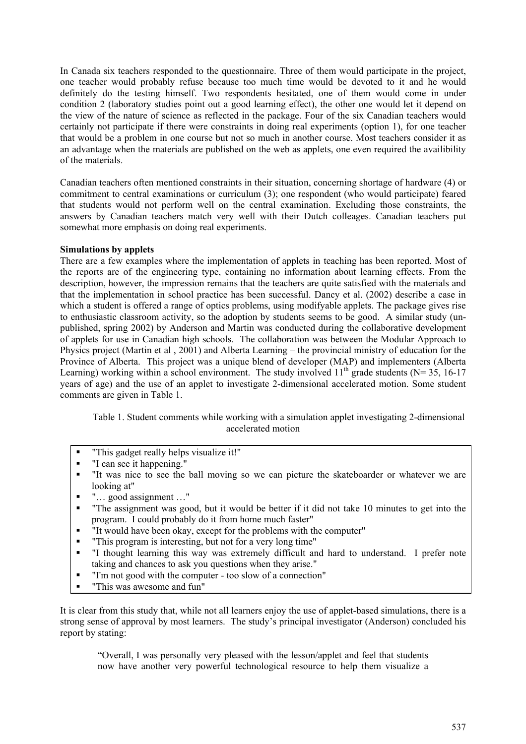In Canada six teachers responded to the questionnaire. Three of them would participate in the project, one teacher would probably refuse because too much time would be devoted to it and he would definitely do the testing himself. Two respondents hesitated, one of them would come in under condition 2 (laboratory studies point out a good learning effect), the other one would let it depend on the view of the nature of science as reflected in the package. Four of the six Canadian teachers would certainly not participate if there were constraints in doing real experiments (option 1), for one teacher that would be a problem in one course but not so much in another course. Most teachers consider it as an advantage when the materials are published on the web as applets, one even required the availibility of the materials.

Canadian teachers often mentioned constraints in their situation, concerning shortage of hardware (4) or commitment to central examinations or curriculum (3); one respondent (who would participate) feared that students would not perform well on the central examination. Excluding those constraints, the answers by Canadian teachers match very well with their Dutch colleages. Canadian teachers put somewhat more emphasis on doing real experiments.

**Simulations by applets**

There are a few examples where the implementation of applets in teaching has been reported. Most of the reports are of the engineering type, containing no information about learning effects. From the description, however, the impression remains that the teachers are quite satisfied with the materials and that the implementation in school practice has been successful. Dancy et al. (2002) describe a case in which a student is offered a range of optics problems, using modifyable applets. The package gives rise to enthusiastic classroom activity, so the adoption by students seems to be good. A similar study (un-published, spring 2002) by Anderson and Martin was conducted during the collaborative development of applets for use in Canadian high schools. The collaboration was between the Modular Approach to Physics project (Martin et al , 2001) and Alberta Learning – the provincial ministry of education for the Province of Alberta. This project was a unique blend of developer (MAP) and implementers (Alberta Learning) working within a school environment. The study involved 11th grade students (N= 35, 16-17 years of age) and the use of an applet to investigate 2-dimensional accelerated motion. Some student comments are given in Table 1.

Table 1. Student comments while working with a simulation applet investigating 2-dimensional accelerated motion

- "This gadget really helps visualize it!"
- "I can see it happening."
- "It was nice to see the ball moving so we can picture the skateboarder or whatever we are looking at"
- "… good assignment …"
- "The assignment was good, but it would be better if it did not take 10 minutes to get into the program. I could probably do it from home much faster"
- "It would have been okay, except for the problems with the computer"
- "This program is interesting, but not for a very long time"
- "I thought learning this way was extremely difficult and hard to understand. I prefer note taking and chances to ask you questions when they arise."
- "I'm not good with the computer - too slow of a connection"
- "This was awesome and fun"

It is clear from this study that, while not all learners enjoy the use of applet-based simulations, there is a strong sense of approval by most learners. The study's principal investigator (Anderson) concluded his report by stating:

> "Overall, I was personally very pleased with the lesson/applet and feel that students now have another very powerful technological resource to help them visualize a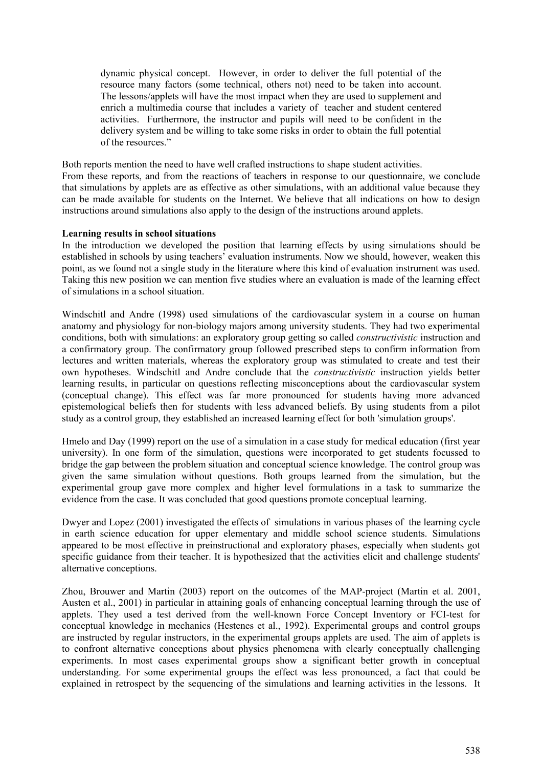> dynamic physical concept. However, in order to deliver the full potential of the resource many factors (some technical, others not) need to be taken into account. The lessons/applets will have the most impact when they are used to supplement and enrich a multimedia course that includes a variety of teacher and student centered activities. Furthermore, the instructor and pupils will need to be confident in the delivery system and be willing to take some risks in order to obtain the full potential of the resources."

Both reports mention the need to have well crafted instructions to shape student activities.
From these reports, and from the reactions of teachers in response to our questionnaire, we conclude that simulations by applets are as effective as other simulations, with an additional value because they can be made available for students on the Internet. We believe that all indications on how to design instructions around simulations also apply to the design of the instructions around applets.

**Learning results in school situations**

In the introduction we developed the position that learning effects by using simulations should be established in schools by using teachers' evaluation instruments. Now we should, however, weaken this point, as we found not a single study in the literature where this kind of evaluation instrument was used. Taking this new position we can mention five studies where an evaluation is made of the learning effect of simulations in a school situation.

Windschitl and Andre (1998) used simulations of the cardiovascular system in a course on human anatomy and physiology for non-biology majors among university students. They had two experimental conditions, both with simulations: an exploratory group getting so called *constructivistic* instruction and a confirmatory group. The confirmatory group followed prescribed steps to confirm information from lectures and written materials, whereas the exploratory group was stimulated to create and test their own hypotheses. Windschitl and Andre conclude that the *constructivistic* instruction yields better learning results, in particular on questions reflecting misconceptions about the cardiovascular system (conceptual change). This effect was far more pronounced for students having more advanced epistemological beliefs then for students with less advanced beliefs. By using students from a pilot study as a control group, they established an increased learning effect for both 'simulation groups'.

Hmelo and Day (1999) report on the use of a simulation in a case study for medical education (first year university). In one form of the simulation, questions were incorporated to get students focussed to bridge the gap between the problem situation and conceptual science knowledge. The control group was given the same simulation without questions. Both groups learned from the simulation, but the experimental group gave more complex and higher level formulations in a task to summarize the evidence from the case. It was concluded that good questions promote conceptual learning.

Dwyer and Lopez (2001) investigated the effects of simulations in various phases of the learning cycle in earth science education for upper elementary and middle school science students. Simulations appeared to be most effective in preinstructional and exploratory phases, especially when students got specific guidance from their teacher. It is hypothesized that the activities elicit and challenge students' alternative conceptions.

Zhou, Brouwer and Martin (2003) report on the outcomes of the MAP-project (Martin et al. 2001, Austen et al., 2001) in particular in attaining goals of enhancing conceptual learning through the use of applets. They used a test derived from the well-known Force Concept Inventory or FCI-test for conceptual knowledge in mechanics (Hestenes et al., 1992). Experimental groups and control groups are instructed by regular instructors, in the experimental groups applets are used. The aim of applets is to confront alternative conceptions about physics phenomena with clearly conceptually challenging experiments. In most cases experimental groups show a significant better growth in conceptual understanding. For some experimental groups the effect was less pronounced, a fact that could be explained in retrospect by the sequencing of the simulations and learning activities in the lessons. It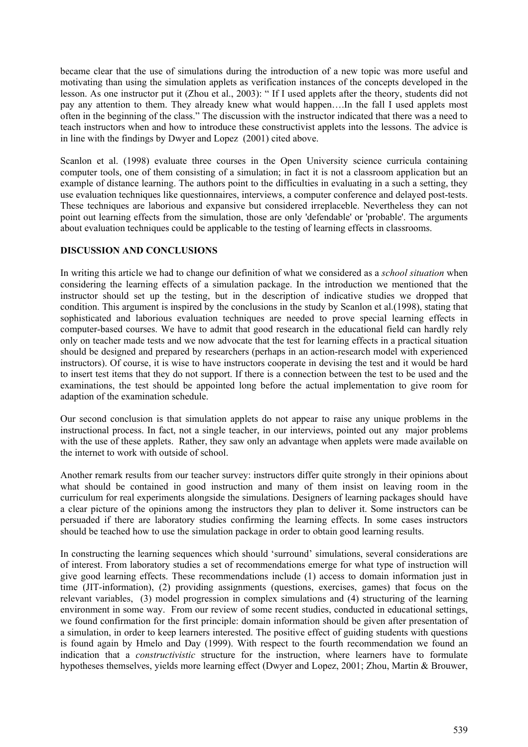became clear that the use of simulations during the introduction of a new topic was more useful and motivating than using the simulation applets as verification instances of the concepts developed in the lesson. As one instructor put it (Zhou et al., 2003): " If I used applets after the theory, students did not pay any attention to them. They already knew what would happen….In the fall I used applets most often in the beginning of the class." The discussion with the instructor indicated that there was a need to teach instructors when and how to introduce these constructivist applets into the lessons. The advice is in line with the findings by Dwyer and Lopez (2001) cited above.

Scanlon et al. (1998) evaluate three courses in the Open University science curricula containing computer tools, one of them consisting of a simulation; in fact it is not a classroom application but an example of distance learning. The authors point to the difficulties in evaluating in a such a setting, they use evaluation techniques like questionnaires, interviews, a computer conference and delayed post-tests. These techniques are laborious and expansive but considered irreplaceble. Nevertheless they can not point out learning effects from the simulation, those are only 'defendable' or 'probable'. The arguments about evaluation techniques could be applicable to the testing of learning effects in classrooms.

## DISCUSSION AND CONCLUSIONS

In writing this article we had to change our definition of what we considered as a *school situation* when considering the learning effects of a simulation package. In the introduction we mentioned that the instructor should set up the testing, but in the description of indicative studies we dropped that condition. This argument is inspired by the conclusions in the study by Scanlon et al.(1998), stating that sophisticated and laborious evaluation techniques are needed to prove special learning effects in computer-based courses. We have to admit that good research in the educational field can hardly rely only on teacher made tests and we now advocate that the test for learning effects in a practical situation should be designed and prepared by researchers (perhaps in an action-research model with experienced instructors). Of course, it is wise to have instructors cooperate in devising the test and it would be hard to insert test items that they do not support. If there is a connection between the test to be used and the examinations, the test should be appointed long before the actual implementation to give room for adaption of the examination schedule.

Our second conclusion is that simulation applets do not appear to raise any unique problems in the instructional process. In fact, not a single teacher, in our interviews, pointed out any major problems with the use of these applets. Rather, they saw only an advantage when applets were made available on the internet to work with outside of school.

Another remark results from our teacher survey: instructors differ quite strongly in their opinions about what should be contained in good instruction and many of them insist on leaving room in the curriculum for real experiments alongside the simulations. Designers of learning packages should have a clear picture of the opinions among the instructors they plan to deliver it. Some instructors can be persuaded if there are laboratory studies confirming the learning effects. In some cases instructors should be teached how to use the simulation package in order to obtain good learning results.

In constructing the learning sequences which should 'surround' simulations, several considerations are of interest. From laboratory studies a set of recommendations emerge for what type of instruction will give good learning effects. These recommendations include (1) access to domain information just in time (JIT-information), (2) providing assignments (questions, exercises, games) that focus on the relevant variables, (3) model progression in complex simulations and (4) structuring of the learning environment in some way. From our review of some recent studies, conducted in educational settings, we found confirmation for the first principle: domain information should be given after presentation of a simulation, in order to keep learners interested. The positive effect of guiding students with questions is found again by Hmelo and Day (1999). With respect to the fourth recommendation we found an indication that a *constructivistic* structure for the instruction, where learners have to formulate hypotheses themselves, yields more learning effect (Dwyer and Lopez, 2001; Zhou, Martin & Brouwer,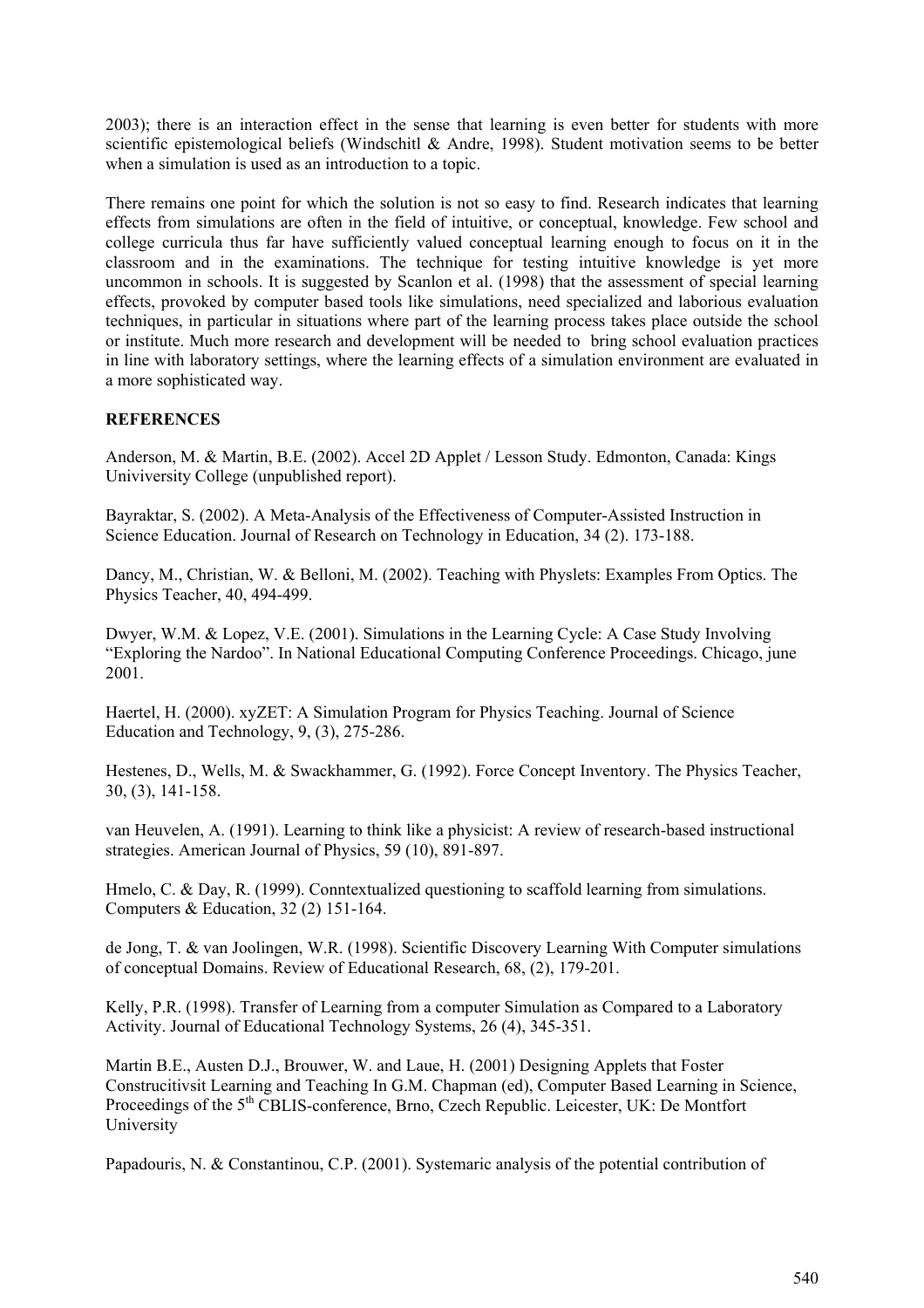2003); there is an interaction effect in the sense that learning is even better for students with more scientific epistemological beliefs (Windschitl & Andre, 1998). Student motivation seems to be better when a simulation is used as an introduction to a topic.

There remains one point for which the solution is not so easy to find. Research indicates that learning effects from simulations are often in the field of intuitive, or conceptual, knowledge. Few school and college curricula thus far have sufficiently valued conceptual learning enough to focus on it in the classroom and in the examinations. The technique for testing intuitive knowledge is yet more uncommon in schools. It is suggested by Scanlon et al. (1998) that the assessment of special learning effects, provoked by computer based tools like simulations, need specialized and laborious evaluation techniques, in particular in situations where part of the learning process takes place outside the school or institute. Much more research and development will be needed to bring school evaluation practices in line with laboratory settings, where the learning effects of a simulation environment are evaluated in a more sophisticated way.

**REFERENCES**

Anderson, M. & Martin, B.E. (2002). Accel 2D Applet / Lesson Study. Edmonton, Canada: Kings Univiversity College (unpublished report).

Bayraktar, S. (2002). A Meta-Analysis of the Effectiveness of Computer-Assisted Instruction in Science Education. Journal of Research on Technology in Education, 34 (2). 173-188.

Dancy, M., Christian, W. & Belloni, M. (2002). Teaching with Physlets: Examples From Optics. The Physics Teacher, 40, 494-499.

Dwyer, W.M. & Lopez, V.E. (2001). Simulations in the Learning Cycle: A Case Study Involving "Exploring the Nardoo". In National Educational Computing Conference Proceedings. Chicago, june 2001.

Haertel, H. (2000). xyZET: A Simulation Program for Physics Teaching. Journal of Science Education and Technology, 9, (3), 275-286.

Hestenes, D., Wells, M. & Swackhammer, G. (1992). Force Concept Inventory. The Physics Teacher, 30, (3), 141-158.

van Heuvelen, A. (1991). Learning to think like a physicist: A review of research-based instructional strategies. American Journal of Physics, 59 (10), 891-897.

Hmelo, C. & Day, R. (1999). Conntextualized questioning to scaffold learning from simulations. Computers & Education, 32 (2) 151-164.

de Jong, T. & van Joolingen, W.R. (1998). Scientific Discovery Learning With Computer simulations of conceptual Domains. Review of Educational Research, 68, (2), 179-201.

Kelly, P.R. (1998). Transfer of Learning from a computer Simulation as Compared to a Laboratory Activity. Journal of Educational Technology Systems, 26 (4), 345-351.

Martin B.E., Austen D.J., Brouwer, W. and Laue, H. (2001) Designing Applets that Foster Construcitivsit Learning and Teaching In G.M. Chapman (ed), Computer Based Learning in Science, Proceedings of the 5th CBLIS-conference, Brno, Czech Republic. Leicester, UK: De Montfort University

Papadouris, N. & Constantinou, C.P. (2001). Systemaric analysis of the potential contribution of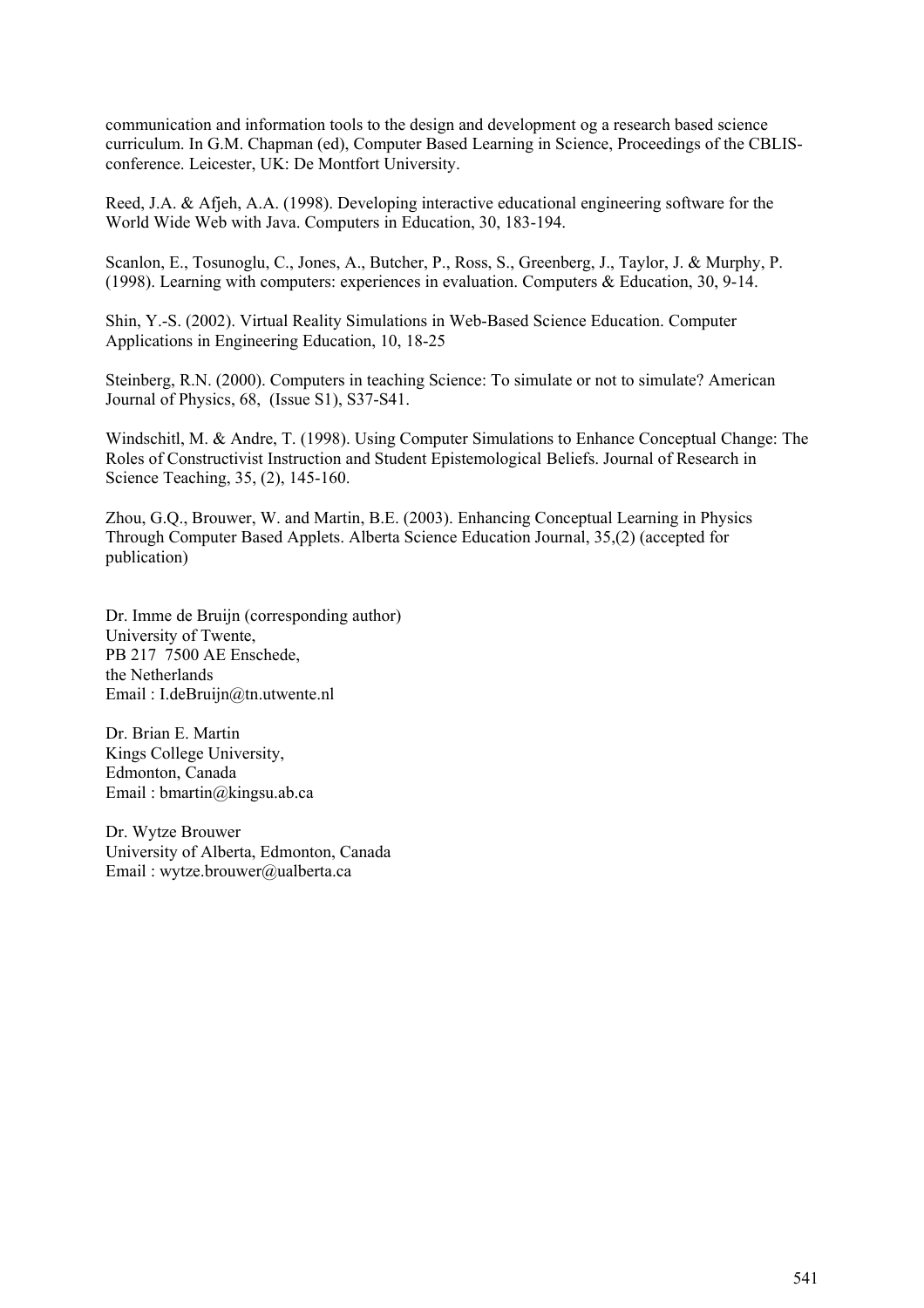communication and information tools to the design and development og a research based science curriculum. In G.M. Chapman (ed), Computer Based Learning in Science, Proceedings of the CBLIS-conference. Leicester, UK: De Montfort University.

Reed, J.A. & Afjeh, A.A. (1998). Developing interactive educational engineering software for the World Wide Web with Java. Computers in Education, 30, 183-194.

Scanlon, E., Tosunoglu, C., Jones, A., Butcher, P., Ross, S., Greenberg, J., Taylor, J. & Murphy, P. (1998). Learning with computers: experiences in evaluation. Computers & Education, 30, 9-14.

Shin, Y.-S. (2002). Virtual Reality Simulations in Web-Based Science Education. Computer Applications in Engineering Education, 10, 18-25

Steinberg, R.N. (2000). Computers in teaching Science: To simulate or not to simulate? American Journal of Physics, 68, (Issue S1), S37-S41.

Windschitl, M. & Andre, T. (1998). Using Computer Simulations to Enhance Conceptual Change: The Roles of Constructivist Instruction and Student Epistemological Beliefs. Journal of Research in Science Teaching, 35, (2), 145-160.

Zhou, G.Q., Brouwer, W. and Martin, B.E. (2003). Enhancing Conceptual Learning in Physics Through Computer Based Applets. Alberta Science Education Journal, 35,(2) (accepted for publication)

Dr. Imme de Bruijn (corresponding author)
University of Twente,
PB 217 7500 AE Enschede,
the Netherlands
Email : I.deBruijn@tn.utwente.nl

Dr. Brian E. Martin
Kings College University,
Edmonton, Canada
Email : bmartin@kingsu.ab.ca

Dr. Wytze Brouwer
University of Alberta, Edmonton, Canada
Email : wytze.brouwer@ualberta.ca